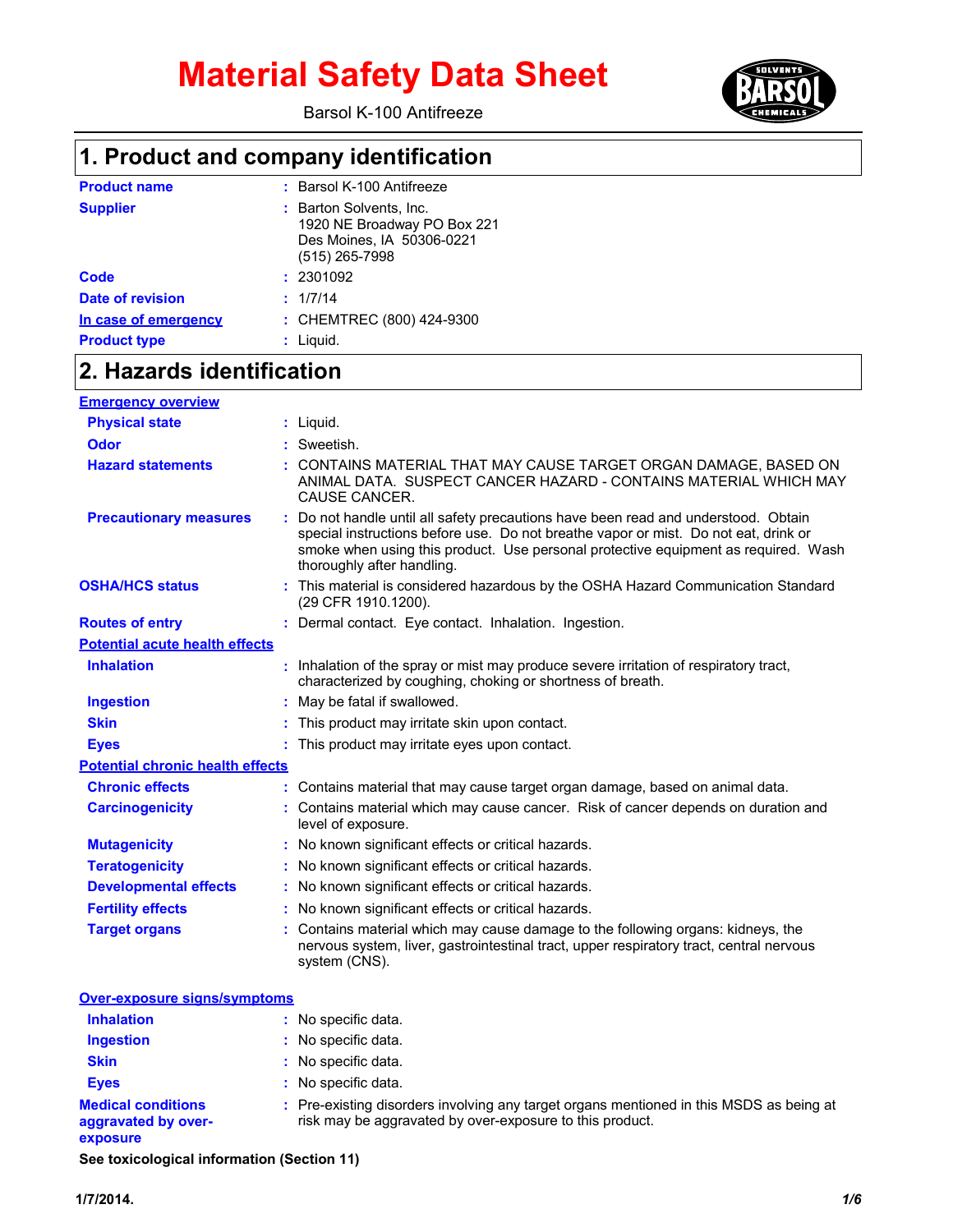# Material Safety Data Sheet

Barsol K-100 Antifreeze

## 1. Product and company identification

| | |
|---|---|
| **Product name** | : Barsol K-100 Antifreeze |
| **Supplier** | : Barton Solvents, Inc.<br>1920 NE Broadway PO Box 221<br>Des Moines, IA 50306-0221<br>(515) 265-7998 |
| **Code** | : 2301092 |
| **Date of revision** | : 1/7/14 |
| **In case of emergency** | : CHEMTREC (800) 424-9300 |
| **Product type** | : Liquid. |

## 2. Hazards identification

**Emergency overview**

| | |
|---|---|
| **Physical state** | : Liquid. |
| **Odor** | : Sweetish. |
| **Hazard statements** | : CONTAINS MATERIAL THAT MAY CAUSE TARGET ORGAN DAMAGE, BASED ON ANIMAL DATA. SUSPECT CANCER HAZARD - CONTAINS MATERIAL WHICH MAY CAUSE CANCER. |
| **Precautionary measures** | : Do not handle until all safety precautions have been read and understood. Obtain special instructions before use. Do not breathe vapor or mist. Do not eat, drink or smoke when using this product. Use personal protective equipment as required. Wash thoroughly after handling. |
| **OSHA/HCS status** | : This material is considered hazardous by the OSHA Hazard Communication Standard (29 CFR 1910.1200). |
| **Routes of entry** | : Dermal contact. Eye contact. Inhalation. Ingestion. |

**Potential acute health effects**

| | |
|---|---|
| **Inhalation** | : Inhalation of the spray or mist may produce severe irritation of respiratory tract, characterized by coughing, choking or shortness of breath. |
| **Ingestion** | : May be fatal if swallowed. |
| **Skin** | : This product may irritate skin upon contact. |
| **Eyes** | : This product may irritate eyes upon contact. |

**Potential chronic health effects**

| | |
|---|---|
| **Chronic effects** | : Contains material that may cause target organ damage, based on animal data. |
| **Carcinogenicity** | : Contains material which may cause cancer. Risk of cancer depends on duration and level of exposure. |
| **Mutagenicity** | : No known significant effects or critical hazards. |
| **Teratogenicity** | : No known significant effects or critical hazards. |
| **Developmental effects** | : No known significant effects or critical hazards. |
| **Fertility effects** | : No known significant effects or critical hazards. |
| **Target organs** | : Contains material which may cause damage to the following organs: kidneys, the nervous system, liver, gastrointestinal tract, upper respiratory tract, central nervous system (CNS). |

**Over-exposure signs/symptoms**

| | |
|---|---|
| **Inhalation** | : No specific data. |
| **Ingestion** | : No specific data. |
| **Skin** | : No specific data. |
| **Eyes** | : No specific data. |
| **Medical conditions aggravated by over-exposure** | : Pre-existing disorders involving any target organs mentioned in this MSDS as being at risk may be aggravated by over-exposure to this product. |

**See toxicological information (Section 11)**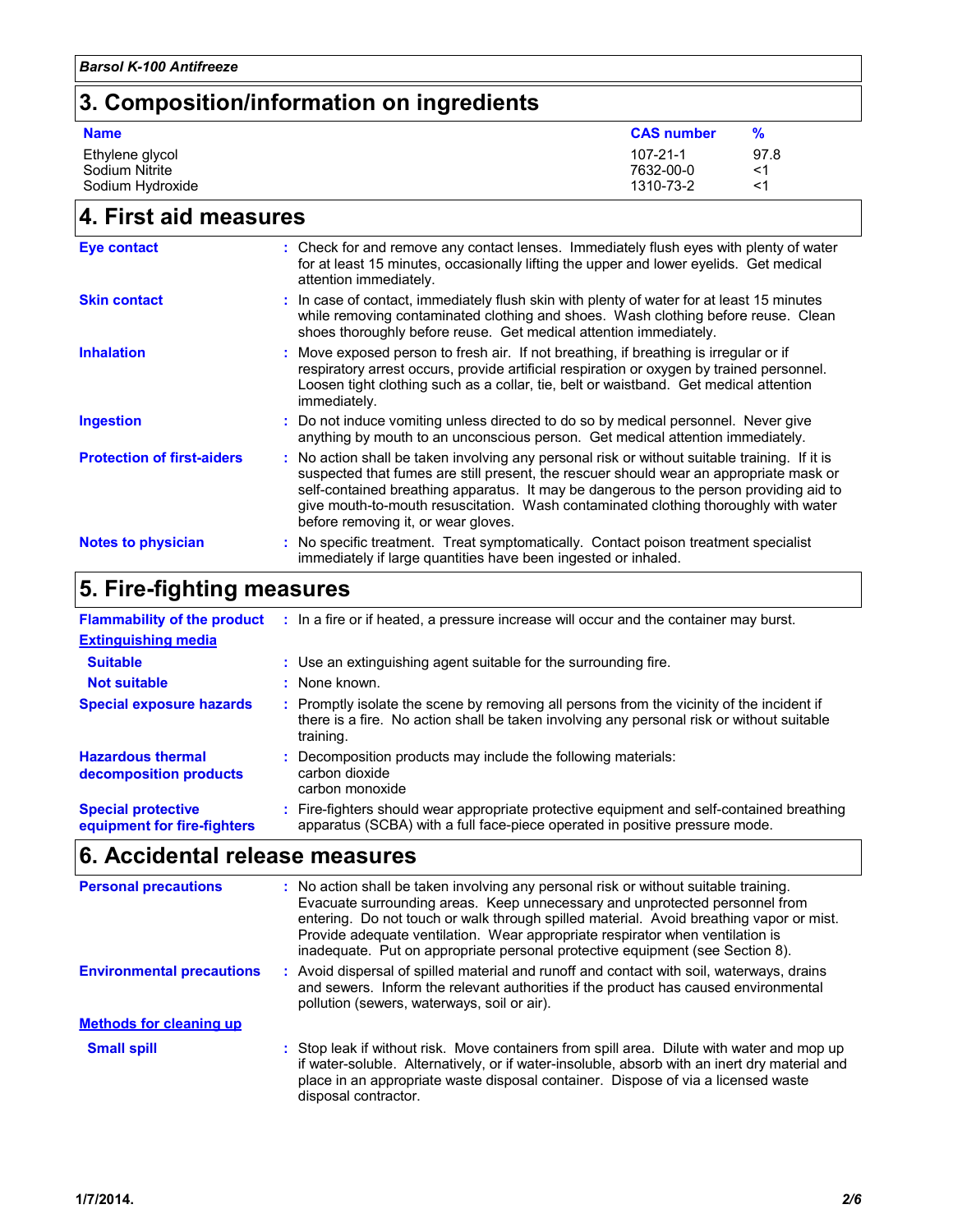## 3. Composition/information on ingredients

| Name | CAS number | % |
|---|---|---|
| Ethylene glycol | 107-21-1 | 97.8 |
| Sodium Nitrite | 7632-00-0 | <1 |
| Sodium Hydroxide | 1310-73-2 | <1 |

## 4. First aid measures

**Eye contact** : Check for and remove any contact lenses. Immediately flush eyes with plenty of water for at least 15 minutes, occasionally lifting the upper and lower eyelids. Get medical attention immediately.

**Skin contact** : In case of contact, immediately flush skin with plenty of water for at least 15 minutes while removing contaminated clothing and shoes. Wash clothing before reuse. Clean shoes thoroughly before reuse. Get medical attention immediately.

**Inhalation** : Move exposed person to fresh air. If not breathing, if breathing is irregular or if respiratory arrest occurs, provide artificial respiration or oxygen by trained personnel. Loosen tight clothing such as a collar, tie, belt or waistband. Get medical attention immediately.

**Ingestion** : Do not induce vomiting unless directed to do so by medical personnel. Never give anything by mouth to an unconscious person. Get medical attention immediately.

**Protection of first-aiders** : No action shall be taken involving any personal risk or without suitable training. If it is suspected that fumes are still present, the rescuer should wear an appropriate mask or self-contained breathing apparatus. It may be dangerous to the person providing aid to give mouth-to-mouth resuscitation. Wash contaminated clothing thoroughly with water before removing it, or wear gloves.

**Notes to physician** : No specific treatment. Treat symptomatically. Contact poison treatment specialist immediately if large quantities have been ingested or inhaled.

## 5. Fire-fighting measures

**Flammability of the product** : In a fire or if heated, a pressure increase will occur and the container may burst.

**Extinguishing media**

**Suitable** : Use an extinguishing agent suitable for the surrounding fire.

**Not suitable** : None known.

**Special exposure hazards** : Promptly isolate the scene by removing all persons from the vicinity of the incident if there is a fire. No action shall be taken involving any personal risk or without suitable training.

**Hazardous thermal decomposition products** : Decomposition products may include the following materials:
carbon dioxide
carbon monoxide

**Special protective equipment for fire-fighters** : Fire-fighters should wear appropriate protective equipment and self-contained breathing apparatus (SCBA) with a full face-piece operated in positive pressure mode.

## 6. Accidental release measures

**Personal precautions** : No action shall be taken involving any personal risk or without suitable training. Evacuate surrounding areas. Keep unnecessary and unprotected personnel from entering. Do not touch or walk through spilled material. Avoid breathing vapor or mist. Provide adequate ventilation. Wear appropriate respirator when ventilation is inadequate. Put on appropriate personal protective equipment (see Section 8).

**Environmental precautions** : Avoid dispersal of spilled material and runoff and contact with soil, waterways, drains and sewers. Inform the relevant authorities if the product has caused environmental pollution (sewers, waterways, soil or air).

**Methods for cleaning up**

**Small spill** : Stop leak if without risk. Move containers from spill area. Dilute with water and mop up if water-soluble. Alternatively, or if water-insoluble, absorb with an inert dry material and place in an appropriate waste disposal container. Dispose of via a licensed waste disposal contractor.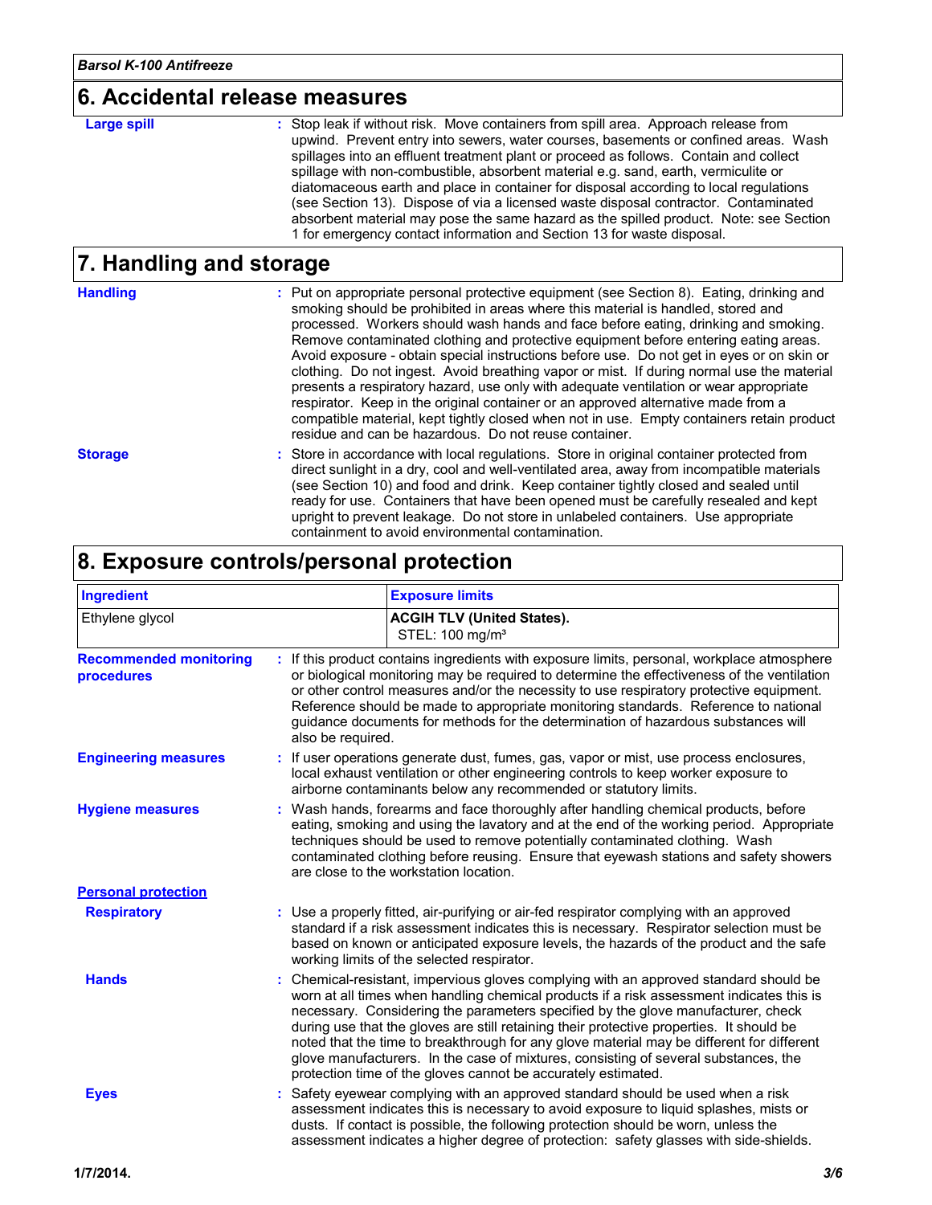## 6. Accidental release measures

**Large spill** : Stop leak if without risk. Move containers from spill area. Approach release from upwind. Prevent entry into sewers, water courses, basements or confined areas. Wash spillages into an effluent treatment plant or proceed as follows. Contain and collect spillage with non-combustible, absorbent material e.g. sand, earth, vermiculite or diatomaceous earth and place in container for disposal according to local regulations (see Section 13). Dispose of via a licensed waste disposal contractor. Contaminated absorbent material may pose the same hazard as the spilled product. Note: see Section 1 for emergency contact information and Section 13 for waste disposal.

## 7. Handling and storage

**Handling** : Put on appropriate personal protective equipment (see Section 8). Eating, drinking and smoking should be prohibited in areas where this material is handled, stored and processed. Workers should wash hands and face before eating, drinking and smoking. Remove contaminated clothing and protective equipment before entering eating areas. Avoid exposure - obtain special instructions before use. Do not get in eyes or on skin or clothing. Do not ingest. Avoid breathing vapor or mist. If during normal use the material presents a respiratory hazard, use only with adequate ventilation or wear appropriate respirator. Keep in the original container or an approved alternative made from a compatible material, kept tightly closed when not in use. Empty containers retain product residue and can be hazardous. Do not reuse container.

**Storage** : Store in accordance with local regulations. Store in original container protected from direct sunlight in a dry, cool and well-ventilated area, away from incompatible materials (see Section 10) and food and drink. Keep container tightly closed and sealed until ready for use. Containers that have been opened must be carefully resealed and kept upright to prevent leakage. Do not store in unlabeled containers. Use appropriate containment to avoid environmental contamination.

## 8. Exposure controls/personal protection

| Ingredient | Exposure limits |
|---|---|
| Ethylene glycol | **ACGIH TLV (United States).** STEL: 100 mg/m³ |

**Recommended monitoring procedures** : If this product contains ingredients with exposure limits, personal, workplace atmosphere or biological monitoring may be required to determine the effectiveness of the ventilation or other control measures and/or the necessity to use respiratory protective equipment. Reference should be made to appropriate monitoring standards. Reference to national guidance documents for methods for the determination of hazardous substances will also be required.

**Engineering measures** : If user operations generate dust, fumes, gas, vapor or mist, use process enclosures, local exhaust ventilation or other engineering controls to keep worker exposure to airborne contaminants below any recommended or statutory limits.

**Hygiene measures** : Wash hands, forearms and face thoroughly after handling chemical products, before eating, smoking and using the lavatory and at the end of the working period. Appropriate techniques should be used to remove potentially contaminated clothing. Wash contaminated clothing before reusing. Ensure that eyewash stations and safety showers are close to the workstation location.

**Personal protection**

**Respiratory** : Use a properly fitted, air-purifying or air-fed respirator complying with an approved standard if a risk assessment indicates this is necessary. Respirator selection must be based on known or anticipated exposure levels, the hazards of the product and the safe working limits of the selected respirator.

**Hands** : Chemical-resistant, impervious gloves complying with an approved standard should be worn at all times when handling chemical products if a risk assessment indicates this is necessary. Considering the parameters specified by the glove manufacturer, check during use that the gloves are still retaining their protective properties. It should be noted that the time to breakthrough for any glove material may be different for different glove manufacturers. In the case of mixtures, consisting of several substances, the protection time of the gloves cannot be accurately estimated.

**Eyes** : Safety eyewear complying with an approved standard should be used when a risk assessment indicates this is necessary to avoid exposure to liquid splashes, mists or dusts. If contact is possible, the following protection should be worn, unless the assessment indicates a higher degree of protection: safety glasses with side-shields.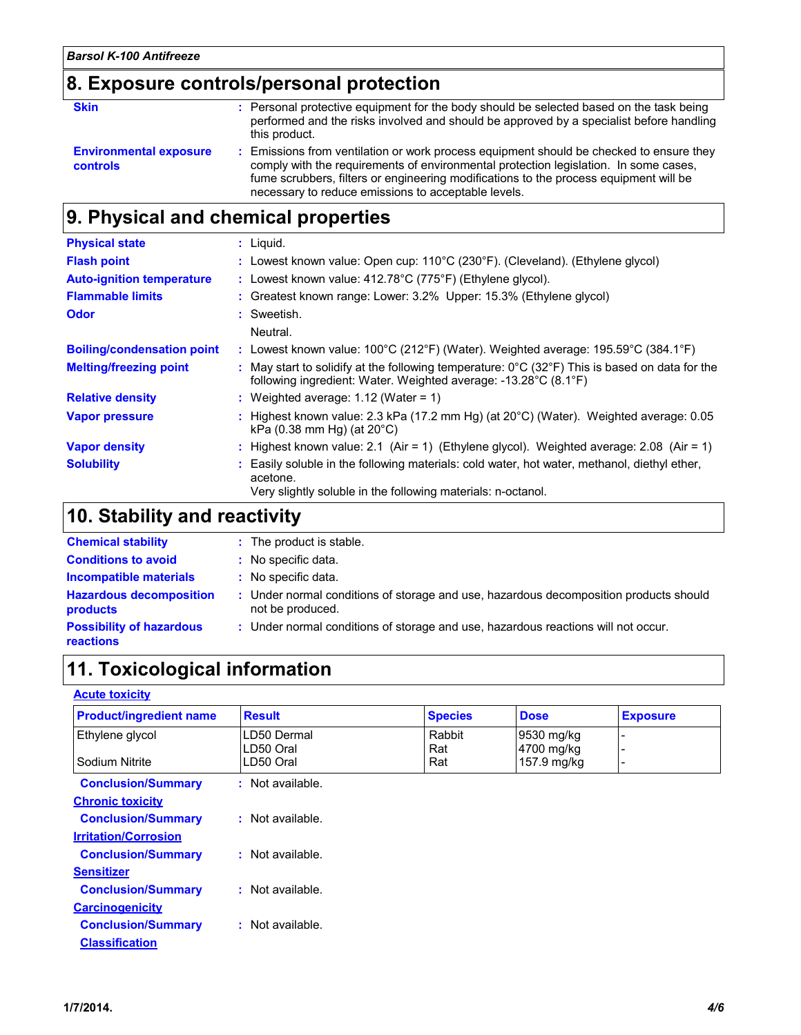## 8. Exposure controls/personal protection

**Skin** : Personal protective equipment for the body should be selected based on the task being performed and the risks involved and should be approved by a specialist before handling this product.

**Environmental exposure controls** : Emissions from ventilation or work process equipment should be checked to ensure they comply with the requirements of environmental protection legislation. In some cases, fume scrubbers, filters or engineering modifications to the process equipment will be necessary to reduce emissions to acceptable levels.

## 9. Physical and chemical properties

**Physical state** : Liquid.

**Flash point** : Lowest known value: Open cup: 110°C (230°F). (Cleveland). (Ethylene glycol)

**Auto-ignition temperature** : Lowest known value: 412.78°C (775°F) (Ethylene glycol).

**Flammable limits** : Greatest known range: Lower: 3.2% Upper: 15.3% (Ethylene glycol)

**Odor** : Sweetish.

Neutral.

**Boiling/condensation point** : Lowest known value: 100°C (212°F) (Water). Weighted average: 195.59°C (384.1°F)

**Melting/freezing point** : May start to solidify at the following temperature: 0°C (32°F) This is based on data for the following ingredient: Water. Weighted average: -13.28°C (8.1°F)

**Relative density** : Weighted average: 1.12 (Water = 1)

**Vapor pressure** : Highest known value: 2.3 kPa (17.2 mm Hg) (at 20°C) (Water). Weighted average: 0.05 kPa (0.38 mm Hg) (at 20°C)

**Vapor density** : Highest known value: 2.1 (Air = 1) (Ethylene glycol). Weighted average: 2.08 (Air = 1)

**Solubility** : Easily soluble in the following materials: cold water, hot water, methanol, diethyl ether, acetone.
Very slightly soluble in the following materials: n-octanol.

## 10. Stability and reactivity

**Chemical stability** : The product is stable.

**Conditions to avoid** : No specific data.

**Incompatible materials** : No specific data.

**Hazardous decomposition products** : Under normal conditions of storage and use, hazardous decomposition products should not be produced.

**Possibility of hazardous reactions** : Under normal conditions of storage and use, hazardous reactions will not occur.

## 11. Toxicological information

**Acute toxicity**

| Product/ingredient name | Result | Species | Dose | Exposure |
|---|---|---|---|---|
| Ethylene glycol | LD50 Dermal | Rabbit | 9530 mg/kg | - |
| | LD50 Oral | Rat | 4700 mg/kg | - |
| Sodium Nitrite | LD50 Oral | Rat | 157.9 mg/kg | - |

**Conclusion/Summary** : Not available.

**Chronic toxicity**

**Conclusion/Summary** : Not available.

**Irritation/Corrosion**

**Conclusion/Summary** : Not available.

**Sensitizer**

**Conclusion/Summary** : Not available.

**Carcinogenicity**

**Conclusion/Summary** : Not available.

**Classification**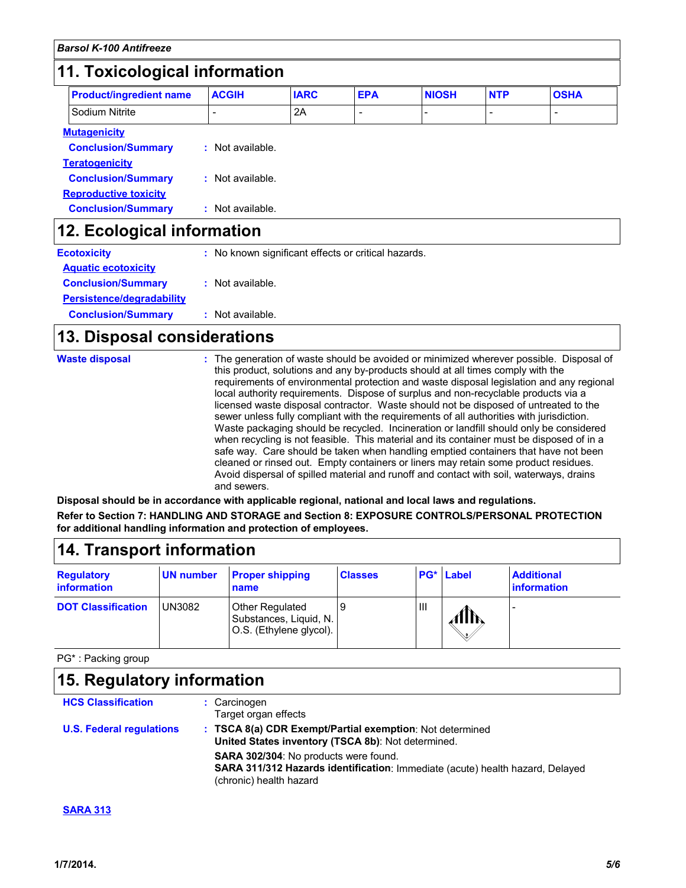## 11. Toxicological information

| Product/ingredient name | ACGIH | IARC | EPA | NIOSH | NTP | OSHA |
|---|---|---|---|---|---|---|
| Sodium Nitrite | - | 2A | - | - | - | - |

**Mutagenicity**

**Conclusion/Summary** : Not available.

**Teratogenicity**

**Conclusion/Summary** : Not available.

**Reproductive toxicity**

**Conclusion/Summary** : Not available.

## 12. Ecological information

**Ecotoxicity** : No known significant effects or critical hazards.

**Aquatic ecotoxicity**

**Conclusion/Summary** : Not available.

**Persistence/degradability**

**Conclusion/Summary** : Not available.

## 13. Disposal considerations

**Waste disposal** : The generation of waste should be avoided or minimized wherever possible. Disposal of this product, solutions and any by-products should at all times comply with the requirements of environmental protection and waste disposal legislation and any regional local authority requirements. Dispose of surplus and non-recyclable products via a licensed waste disposal contractor. Waste should not be disposed of untreated to the sewer unless fully compliant with the requirements of all authorities with jurisdiction. Waste packaging should be recycled. Incineration or landfill should only be considered when recycling is not feasible. This material and its container must be disposed of in a safe way. Care should be taken when handling emptied containers that have not been cleaned or rinsed out. Empty containers or liners may retain some product residues. Avoid dispersal of spilled material and runoff and contact with soil, waterways, drains and sewers.

**Disposal should be in accordance with applicable regional, national and local laws and regulations.**

**Refer to Section 7: HANDLING AND STORAGE and Section 8: EXPOSURE CONTROLS/PERSONAL PROTECTION for additional handling information and protection of employees.**

## 14. Transport information

| Regulatory information | UN number | Proper shipping name | Classes | PG* | Label | Additional information |
|---|---|---|---|---|---|---|
| DOT Classification | UN3082 | Other Regulated Substances, Liquid, N.O.S. (Ethylene glycol). | 9 | III | | - |

PG* : Packing group

## 15. Regulatory information

**HCS Classification** : Carcinogen
Target organ effects

**U.S. Federal regulations** : **TSCA 8(a) CDR Exempt/Partial exemption**: Not determined
**United States inventory (TSCA 8b)**: Not determined.

**SARA 302/304**: No products were found.
**SARA 311/312 Hazards identification**: Immediate (acute) health hazard, Delayed (chronic) health hazard

**SARA 313**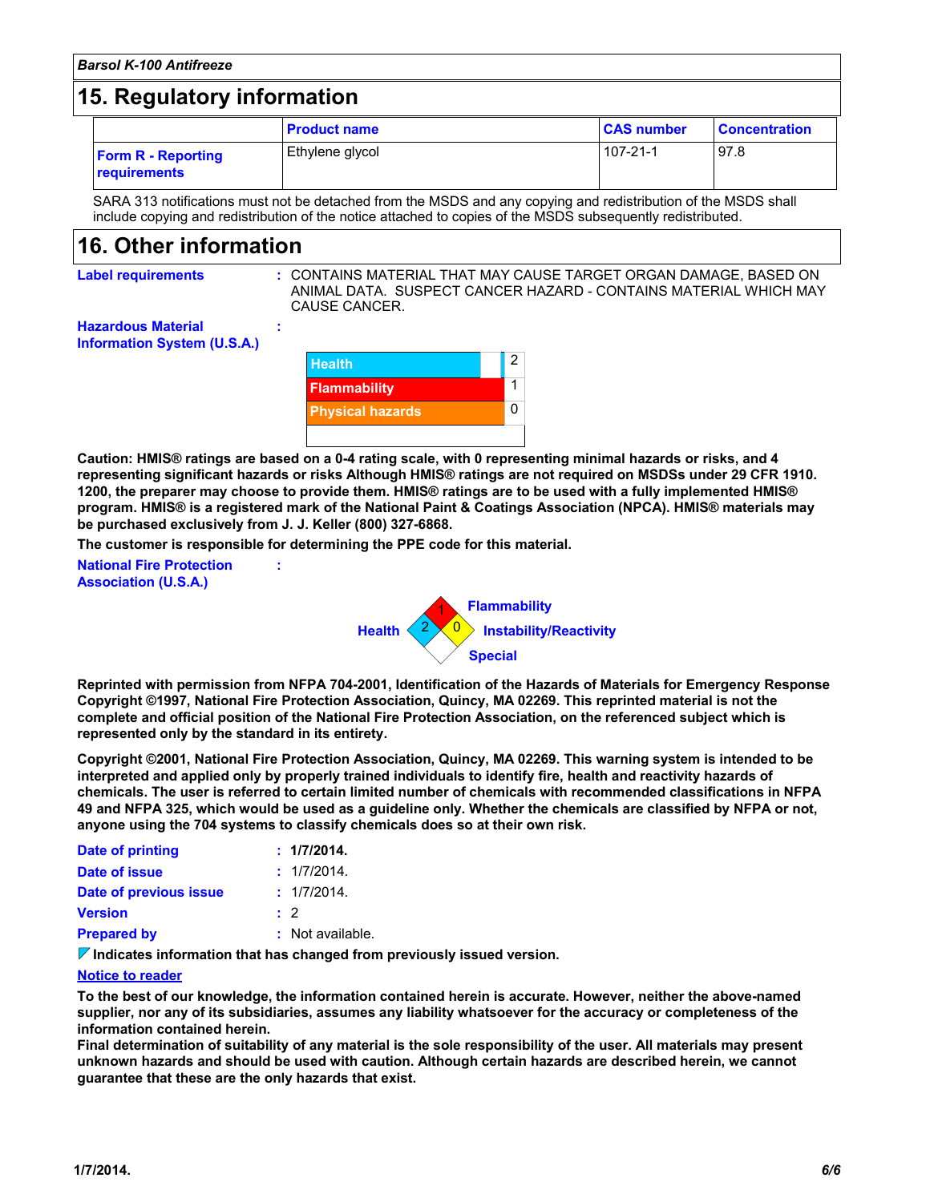## 15. Regulatory information

| | Product name | CAS number | Concentration |
|---|---|---|---|
| **Form R - Reporting requirements** | Ethylene glycol | 107-21-1 | 97.8 |

SARA 313 notifications must not be detached from the MSDS and any copying and redistribution of the MSDS shall include copying and redistribution of the notice attached to copies of the MSDS subsequently redistributed.

## 16. Other information

**Label requirements** : CONTAINS MATERIAL THAT MAY CAUSE TARGET ORGAN DAMAGE, BASED ON ANIMAL DATA. SUSPECT CANCER HAZARD - CONTAINS MATERIAL WHICH MAY CAUSE CANCER.

**Hazardous Material Information System (U.S.A.)** :

| | |
|---|---|
| Health | 2 |
| Flammability | 1 |
| Physical hazards | 0 |

**Caution: HMIS® ratings are based on a 0-4 rating scale, with 0 representing minimal hazards or risks, and 4 representing significant hazards or risks Although HMIS® ratings are not required on MSDSs under 29 CFR 1910. 1200, the preparer may choose to provide them. HMIS® ratings are to be used with a fully implemented HMIS® program. HMIS® is a registered mark of the National Paint & Coatings Association (NPCA). HMIS® materials may be purchased exclusively from J. J. Keller (800) 327-6868.**

**The customer is responsible for determining the PPE code for this material.**

**National Fire Protection Association (U.S.A.)** :

Flammability 1
Health 2
Instability/Reactivity 0
Special

**Reprinted with permission from NFPA 704-2001, Identification of the Hazards of Materials for Emergency Response Copyright ©1997, National Fire Protection Association, Quincy, MA 02269. This reprinted material is not the complete and official position of the National Fire Protection Association, on the referenced subject which is represented only by the standard in its entirety.**

**Copyright ©2001, National Fire Protection Association, Quincy, MA 02269. This warning system is intended to be interpreted and applied only by properly trained individuals to identify fire, health and reactivity hazards of chemicals. The user is referred to certain limited number of chemicals with recommended classifications in NFPA 49 and NFPA 325, which would be used as a guideline only. Whether the chemicals are classified by NFPA or not, anyone using the 704 systems to classify chemicals does so at their own risk.**

**Date of printing** : **1/7/2014.**
**Date of issue** : 1/7/2014.
**Date of previous issue** : 1/7/2014.
**Version** : 2
**Prepared by** : Not available.

**Indicates information that has changed from previously issued version.**

**Notice to reader**

**To the best of our knowledge, the information contained herein is accurate. However, neither the above-named supplier, nor any of its subsidiaries, assumes any liability whatsoever for the accuracy or completeness of the information contained herein.**
**Final determination of suitability of any material is the sole responsibility of the user. All materials may present unknown hazards and should be used with caution. Although certain hazards are described herein, we cannot guarantee that these are the only hazards that exist.**